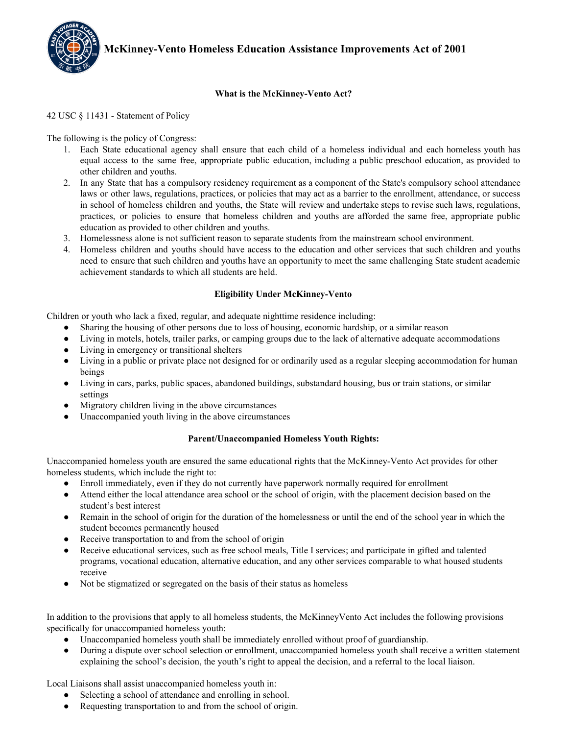# McKinney-Vento Homeless Education Assistance Improvements Act of 2001

### What is the McKinney-Vento Act?

42 USC § 11431 - Statement of Policy

The following is the policy of Congress:

1. Each State educational agency shall ensure that each child of a homeless individual and each homeless youth has equal access to the same free, appropriate public education, including a public preschool education, as provided to other children and youths.
2. In any State that has a compulsory residency requirement as a component of the State's compulsory school attendance laws or other laws, regulations, practices, or policies that may act as a barrier to the enrollment, attendance, or success in school of homeless children and youths, the State will review and undertake steps to revise such laws, regulations, practices, or policies to ensure that homeless children and youths are afforded the same free, appropriate public education as provided to other children and youths.
3. Homelessness alone is not sufficient reason to separate students from the mainstream school environment.
4. Homeless children and youths should have access to the education and other services that such children and youths need to ensure that such children and youths have an opportunity to meet the same challenging State student academic achievement standards to which all students are held.

### Eligibility Under McKinney-Vento

Children or youth who lack a fixed, regular, and adequate nighttime residence including:

- Sharing the housing of other persons due to loss of housing, economic hardship, or a similar reason
- Living in motels, hotels, trailer parks, or camping groups due to the lack of alternative adequate accommodations
- Living in emergency or transitional shelters
- Living in a public or private place not designed for or ordinarily used as a regular sleeping accommodation for human beings
- Living in cars, parks, public spaces, abandoned buildings, substandard housing, bus or train stations, or similar settings
- Migratory children living in the above circumstances
- Unaccompanied youth living in the above circumstances

### Parent/Unaccompanied Homeless Youth Rights:

Unaccompanied homeless youth are ensured the same educational rights that the McKinney-Vento Act provides for other homeless students, which include the right to:

- Enroll immediately, even if they do not currently have paperwork normally required for enrollment
- Attend either the local attendance area school or the school of origin, with the placement decision based on the student's best interest
- Remain in the school of origin for the duration of the homelessness or until the end of the school year in which the student becomes permanently housed
- Receive transportation to and from the school of origin
- Receive educational services, such as free school meals, Title I services; and participate in gifted and talented programs, vocational education, alternative education, and any other services comparable to what housed students receive
- Not be stigmatized or segregated on the basis of their status as homeless

In addition to the provisions that apply to all homeless students, the McKinneyVento Act includes the following provisions specifically for unaccompanied homeless youth:

- Unaccompanied homeless youth shall be immediately enrolled without proof of guardianship.
- During a dispute over school selection or enrollment, unaccompanied homeless youth shall receive a written statement explaining the school's decision, the youth's right to appeal the decision, and a referral to the local liaison.

Local Liaisons shall assist unaccompanied homeless youth in:

- Selecting a school of attendance and enrolling in school.
- Requesting transportation to and from the school of origin.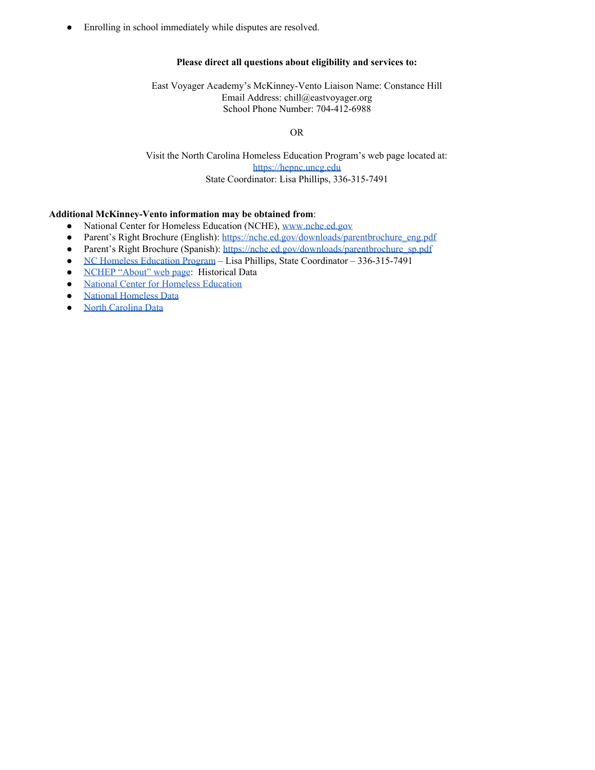- Enrolling in school immediately while disputes are resolved.

**Please direct all questions about eligibility and services to:**

East Voyager Academy's McKinney-Vento Liaison Name: Constance Hill
Email Address: chill@eastvoyager.org
School Phone Number: 704-412-6988

OR

Visit the North Carolina Homeless Education Program's web page located at:
https://hepnc.uncg.edu
State Coordinator: Lisa Phillips, 336-315-7491

**Additional McKinney-Vento information may be obtained from**:

- National Center for Homeless Education (NCHE), www.nche.ed.gov
- Parent's Right Brochure (English): https://nche.ed.gov/downloads/parentbrochure_eng.pdf
- Parent's Right Brochure (Spanish): https://nche.ed.gov/downloads/parentbrochure_sp.pdf
- NC Homeless Education Program – Lisa Phillips, State Coordinator – 336-315-7491
- NCHEP "About" web page: Historical Data
- National Center for Homeless Education
- National Homeless Data
- North Carolina Data